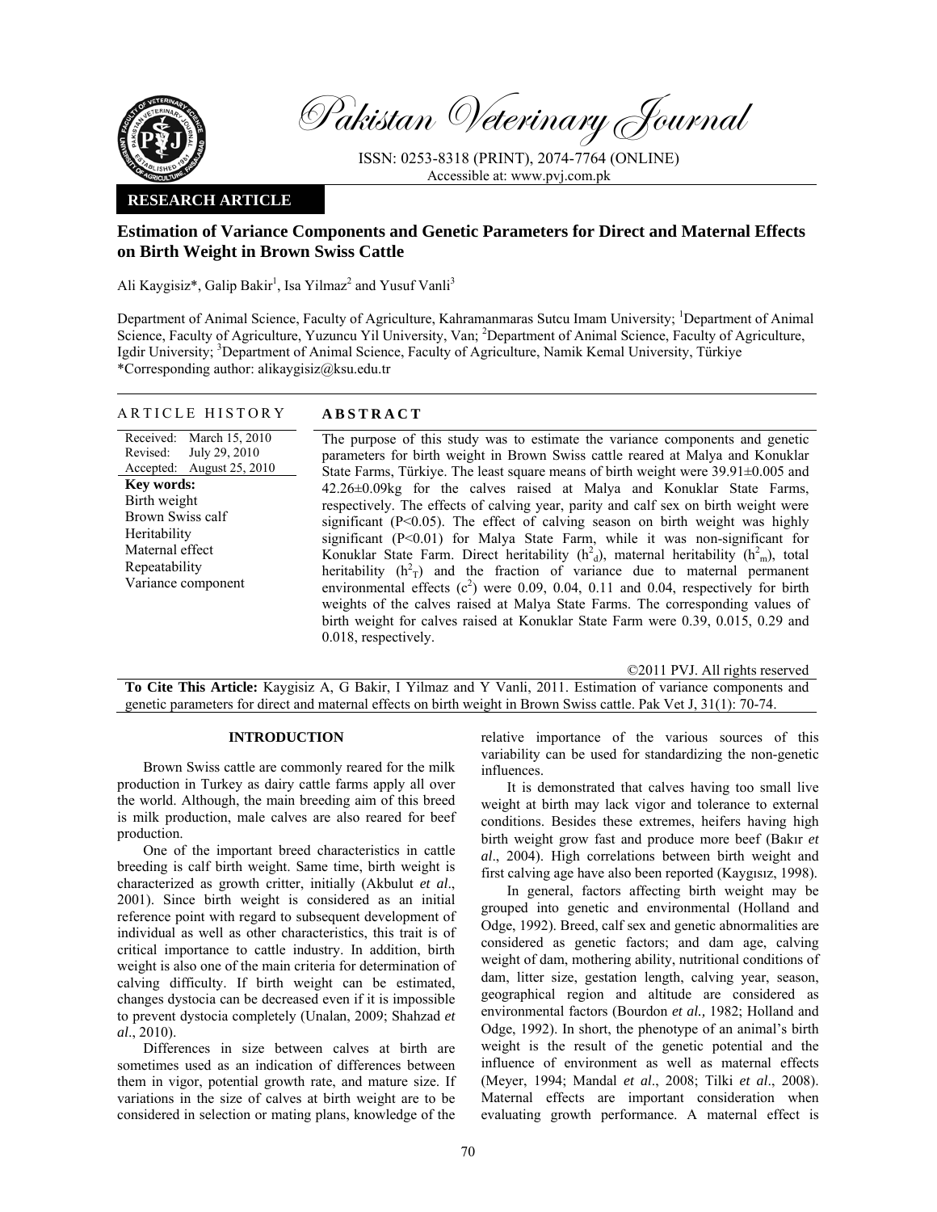Pakistan Veterinary Journal

ISSN: 0253-8318 (PRINT), 2074-7764 (ONLINE)
Accessible at: www.pvj.com.pk

**RESEARCH ARTICLE**

# Estimation of Variance Components and Genetic Parameters for Direct and Maternal Effects on Birth Weight in Brown Swiss Cattle

Ali Kaygisiz*, Galip Bakir[1], Isa Yilmaz[2] and Yusuf Vanli[3]

Department of Animal Science, Faculty of Agriculture, Kahramanmaras Sutcu Imam University; [1]Department of Animal Science, Faculty of Agriculture, Yuzuncu Yil University, Van; [2]Department of Animal Science, Faculty of Agriculture, Igdir University; [3]Department of Animal Science, Faculty of Agriculture, Namik Kemal University, Türkiye
*Corresponding author: alikaygisiz@ksu.edu.tr

## ARTICLE HISTORY

Received: March 15, 2010
Revised: July 29, 2010
Accepted: August 25, 2010

**Key words:**
Birth weight
Brown Swiss calf
Heritability
Maternal effect
Repeatability
Variance component

## ABSTRACT

The purpose of this study was to estimate the variance components and genetic parameters for birth weight in Brown Swiss cattle reared at Malya and Konuklar State Farms, Türkiye. The least square means of birth weight were 39.91±0.005 and 42.26±0.09kg for the calves raised at Malya and Konuklar State Farms, respectively. The effects of calving year, parity and calf sex on birth weight were significant ($P<0.05$). The effect of calving season on birth weight was highly significant ($P<0.01$) for Malya State Farm, while it was non-significant for Konuklar State Farm. Direct heritability ($h^2_d$), maternal heritability ($h^2_m$), total heritability ($h^2_T$) and the fraction of variance due to maternal permanent environmental effects ($c^2$) were 0.09, 0.04, 0.11 and 0.04, respectively for birth weights of the calves raised at Malya State Farms. The corresponding values of birth weight for calves raised at Konuklar State Farm were 0.39, 0.015, 0.29 and 0.018, respectively.

©2011 PVJ. All rights reserved

**To Cite This Article:** Kaygisiz A, G Bakir, I Yilmaz and Y Vanli, 2011. Estimation of variance components and genetic parameters for direct and maternal effects on birth weight in Brown Swiss cattle. Pak Vet J, 31(1): 70-74.

## INTRODUCTION

Brown Swiss cattle are commonly reared for the milk production in Turkey as dairy cattle farms apply all over the world. Although, the main breeding aim of this breed is milk production, male calves are also reared for beef production.

One of the important breed characteristics in cattle breeding is calf birth weight. Same time, birth weight is characterized as growth critter, initially (Akbulut *et al*., 2001). Since birth weight is considered as an initial reference point with regard to subsequent development of individual as well as other characteristics, this trait is of critical importance to cattle industry. In addition, birth weight is also one of the main criteria for determination of calving difficulty. If birth weight can be estimated, changes dystocia can be decreased even if it is impossible to prevent dystocia completely (Unalan, 2009; Shahzad *et al*., 2010).

Differences in size between calves at birth are sometimes used as an indication of differences between them in vigor, potential growth rate, and mature size. If variations in the size of calves at birth weight are to be considered in selection or mating plans, knowledge of the relative importance of the various sources of this variability can be used for standardizing the non-genetic influences.

It is demonstrated that calves having too small live weight at birth may lack vigor and tolerance to external conditions. Besides these extremes, heifers having high birth weight grow fast and produce more beef (Bakır *et al*., 2004). High correlations between birth weight and first calving age have also been reported (Kaygısız, 1998).

In general, factors affecting birth weight may be grouped into genetic and environmental (Holland and Odge, 1992). Breed, calf sex and genetic abnormalities are considered as genetic factors; and dam age, calving weight of dam, mothering ability, nutritional conditions of dam, litter size, gestation length, calving year, season, geographical region and altitude are considered as environmental factors (Bourdon *et al.,* 1982; Holland and Odge, 1992). In short, the phenotype of an animal's birth weight is the result of the genetic potential and the influence of environment as well as maternal effects (Meyer, 1994; Mandal *et al*., 2008; Tilki *et al*., 2008). Maternal effects are important consideration when evaluating growth performance. A maternal effect is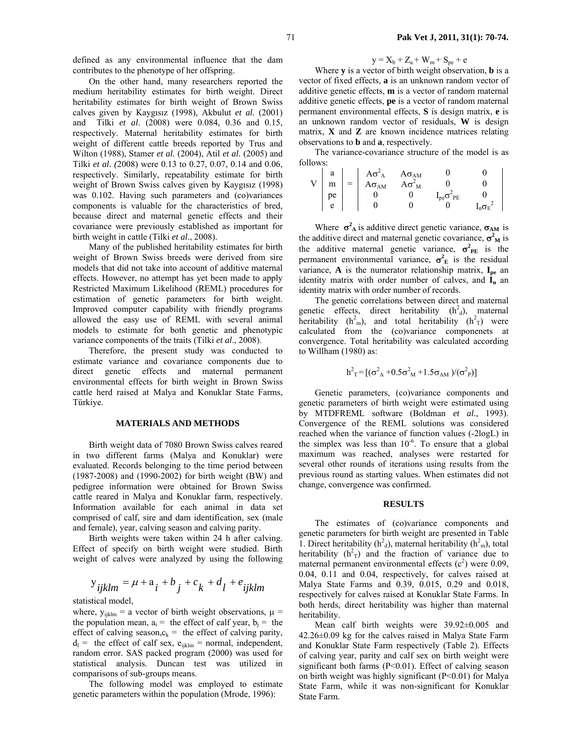defined as any environmental influence that the dam contributes to the phenotype of her offspring.

On the other hand, many researchers reported the medium heritability estimates for birth weight. Direct heritability estimates for birth weight of Brown Swiss calves given by Kaygısız (1998), Akbulut *et al.* (2001) and Tilki *et al*. (2008) were 0.084, 0.36 and 0.15, respectively. Maternal heritability estimates for birth weight of different cattle breeds reported by Trus and Wilton (1988), Stamer *et al.* (2004), Atil *et al.* (2005) and Tilki *et al. (*2008) were 0.13 to 0.27, 0.07, 0.14 and 0.06, respectively. Similarly, repeatability estimate for birth weight of Brown Swiss calves given by Kaygısız (1998) was 0.102. Having such parameters and (co)variances components is valuable for the characteristics of bred, because direct and maternal genetic effects and their covariance were previously established as important for birth weight in cattle (Tilki *et al*., 2008).

Many of the published heritability estimates for birth weight of Brown Swiss breeds were derived from sire models that did not take into account of additive maternal effects. However, no attempt has yet been made to apply Restricted Maximum Likelihood (REML) procedures for estimation of genetic parameters for birth weight. Improved computer capability with friendly programs allowed the easy use of REML with several animal models to estimate for both genetic and phenotypic variance components of the traits (Tilki *et al*., 2008).

Therefore, the present study was conducted to estimate variance and covariance components due to direct genetic effects and maternal permanent environmental effects for birth weight in Brown Swiss cattle herd raised at Malya and Konuklar State Farms, Türkiye.

## MATERIALS AND METHODS

Birth weight data of 7080 Brown Swiss calves reared in two different farms (Malya and Konuklar) were evaluated. Records belonging to the time period between (1987-2008) and (1990-2002) for birth weight (BW) and pedigree information were obtained for Brown Swiss cattle reared in Malya and Konuklar farm, respectively. Information available for each animal in data set comprised of calf, sire and dam identification, sex (male and female), year, calving season and calving parity.

Birth weights were taken within 24 h after calving. Effect of specify on birth weight were studied. Birth weight of calves were analyzed by using the following

$$y_{ijklm} = \mu + a_i + b_j + c_k + d_l + e_{ijklm}$$

statistical model,

where, $y_{ijklm}$ = a vector of birth weight observations, $\mu$ = the population mean, $a_i$ = the effect of calf year, $b_j$ = the effect of calving season, $c_k$ = the effect of calving parity, $d_l$ = the effect of calf sex, $e_{ijklm}$ = normal, independent, random error. SAS packed program (2000) was used for statistical analysis. Duncan test was utilized in comparisons of sub-groups means.

The following model was employed to estimate genetic parameters within the population (Mrode, 1996):

$$y = X_b + Z_a + W_m + S_{pe} + e$$

Where **y** is a vector of birth weight observation, **b** is a vector of fixed effects, **a** is an unknown random vector of additive genetic effects, **m** is a vector of random maternal additive genetic effects, **pe** is a vector of random maternal permanent environmental effects, **S** is design matrix, **e** is an unknown random vector of residuals, **W** is design matrix, **X** and **Z** are known incidence matrices relating observations to **b** and **a**, respectively.

The variance-covariance structure of the model is as follows:

$$V\begin{vmatrix} a \\ m \\ pe \\ e \end{vmatrix} = \begin{vmatrix} A\sigma^2_A & A\sigma_{AM} & 0 & 0 \\ A\sigma_{AM} & A\sigma^2_M & 0 & 0 \\ 0 & 0 & I_{pe}\sigma^2_{PE} & 0 \\ 0 & 0 & 0 & I_n\sigma_E^2 \end{vmatrix}$$

Where $\sigma^2_A$ is additive direct genetic variance, $\sigma_{AM}$ is the additive direct and maternal genetic covariance, $\sigma^2_M$ is the additive maternal genetic variance, $\sigma^2_{PE}$ is the permanent environmental variance, $\sigma^2_E$ is the residual variance, **A** is the numerator relationship matrix, $I_{pe}$ an identity matrix with order number of calves, and $I_n$ an identity matrix with order number of records.

The genetic correlations between direct and maternal genetic effects, direct heritability ($h^2_d$), maternal heritability ($h^2_m$), and total heritability ($h^2_T$) were calculated from the (co)variance componenets at convergence. Total heritability was calculated according to Willham (1980) as:

$$h^2_T = [(\sigma^2_A + 0.5\sigma^2_M + 1.5\sigma_{AM})/(\sigma^2_P)]$$

Genetic parameters, (co)variance components and genetic parameters of birth weight were estimated using by MTDFREML software (Boldman *et al.,* 1993). Convergence of the REML solutions was considered reached when the variance of function values (-2logL) in the simplex was less than $10^{-6}$. To ensure that a global maximum was reached, analyses were restarted for several other rounds of iterations using results from the previous round as starting values. When estimates did not change, convergence was confirmed.

## RESULTS

The estimates of (co)variance components and genetic parameters for birth weight are presented in Table 1. Direct heritability ($h^2_d$), maternal heritability ($h^2_m$), total heritability ($h^2_T$) and the fraction of variance due to maternal permanent environmental effects ($c^2$) were 0.09, 0.04, 0.11 and 0.04, respectively, for calves raised at Malya State Farms and 0.39, 0.015, 0.29 and 0.018, respectively for calves raised at Konuklar State Farms. In both herds, direct heritability was higher than maternal heritability.

Mean calf birth weights were 39.92±0.005 and 42.26±0.09 kg for the calves raised in Malya State Farm and Konuklar State Farm respectively (Table 2). Effects of calving year, parity and calf sex on birth weight were significant both farms (P<0.01). Effect of calving season on birth weight was highly significant (P<0.01) for Malya State Farm, while it was non-significant for Konuklar State Farm.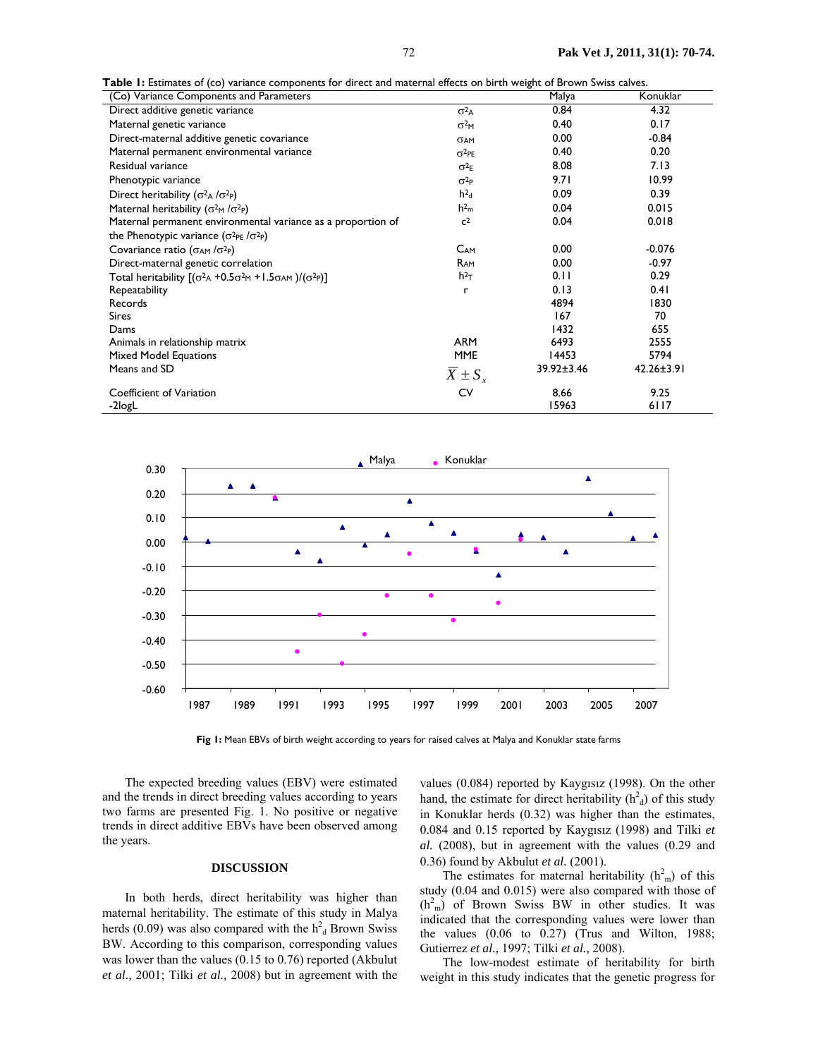**Table 1:** Estimates of (co) variance components for direct and maternal effects on birth weight of Brown Swiss calves.

| (Co) Variance Components and Parameters | | Malya | Konuklar |
|---|---|---|---|
| Direct additive genetic variance | $\sigma^2_A$ | 0.84 | 4.32 |
| Maternal genetic variance | $\sigma^2_M$ | 0.40 | 0.17 |
| Direct-maternal additive genetic covariance | $\sigma_{AM}$ | 0.00 | -0.84 |
| Maternal permanent environmental variance | $\sigma^2_{PE}$ | 0.40 | 0.20 |
| Residual variance | $\sigma^2_E$ | 8.08 | 7.13 |
| Phenotypic variance | $\sigma^2_P$ | 9.71 | 10.99 |
| Direct heritability ($\sigma^2_A/\sigma^2_P$) | $h^2_d$ | 0.09 | 0.39 |
| Maternal heritability ($\sigma^2_M/\sigma^2_P$) | $h^2_m$ | 0.04 | 0.015 |
| Maternal permanent environmental variance as a proportion of the Phenotypic variance ($\sigma^2_{PE}/\sigma^2_P$) | $c^2$ | 0.04 | 0.018 |
| Covariance ratio ($\sigma_{AM}/\sigma^2_P$) | $C_{AM}$ | 0.00 | -0.076 |
| Direct-maternal genetic correlation | $R_{AM}$ | 0.00 | -0.97 |
| Total heritability [$(\sigma^2_A + 0.5\sigma^2_M + 1.5\sigma_{AM})/(\sigma^2_P)$] | $h^2_T$ | 0.11 | 0.29 |
| Repeatability | r | 0.13 | 0.41 |
| Records | | 4894 | 1830 |
| Sires | | 167 | 70 |
| Dams | | 1432 | 655 |
| Animals in relationship matrix | ARM | 6493 | 2555 |
| Mixed Model Equations | MME | 14453 | 5794 |
| Means and SD | $\bar{X} \pm S_x$ | 39.92±3.46 | 42.26±3.91 |
| Coefficient of Variation | CV | 8.66 | 9.25 |
| -2logL | | 15963 | 6117 |

**Fig 1:** Mean EBVs of birth weight according to years for raised calves at Malya and Konuklar state farms

The expected breeding values (EBV) were estimated and the trends in direct breeding values according to years two farms are presented Fig. 1. No positive or negative trends in direct additive EBVs have been observed among the years.

## DISCUSSION

In both herds, direct heritability was higher than maternal heritability. The estimate of this study in Malya herds (0.09) was also compared with the $h^2_d$ Brown Swiss BW. According to this comparison, corresponding values was lower than the values (0.15 to 0.76) reported (Akbulut *et al.,* 2001; Tilki *et al.,* 2008) but in agreement with the values (0.084) reported by Kaygısız (1998). On the other hand, the estimate for direct heritability ($h^2_d$) of this study in Konuklar herds (0.32) was higher than the estimates, 0.084 and 0.15 reported by Kaygısız (1998) and Tilki *et al.* (2008), but in agreement with the values (0.29 and 0.36) found by Akbulut *et al.* (2001).

The estimates for maternal heritability ($h^2_m$) of this study (0.04 and 0.015) were also compared with those of ($h^2_m$) of Brown Swiss BW in other studies. It was indicated that the corresponding values were lower than the values (0.06 to 0.27) (Trus and Wilton, 1988; Gutierrez *et al.,* 1997; Tilki *et al.,* 2008).

The low-modest estimate of heritability for birth weight in this study indicates that the genetic progress for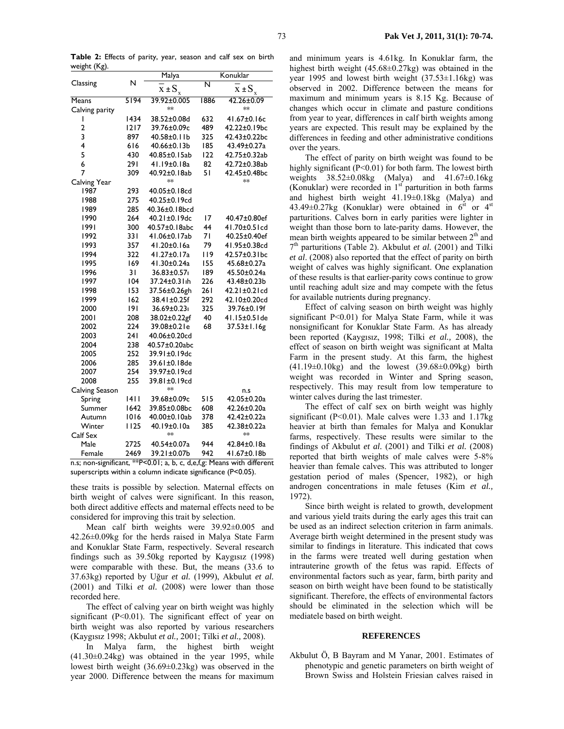**Table 2:** Effects of parity, year, season and calf sex on birth weight (Kg).

| Classing | N | Malya $\bar{x} \pm S_x$ | N | Konuklar $\bar{x} \pm S_x$ |
|---|---|---|---|---|
| Means | 5194 | 39.92±0.005 | 1886 | 42.26±0.09 |
| Calving parity | | ** | | ** |
| 1 | 1434 | 38.52±0.08d | 632 | 41.67±0.16c |
| 2 | 1217 | 39.76±0.09c | 489 | 42.22±0.19bc |
| 3 | 897 | 40.58±0.11b | 325 | 42.43±0.22bc |
| 4 | 616 | 40.66±0.13b | 185 | 43.49±0.27a |
| 5 | 430 | 40.85±0.15ab | 122 | 42.75±0.32ab |
| 6 | 291 | 41.19±0.18a | 82 | 42.72±0.38ab |
| 7 | 309 | 40.92±0.18ab | 51 | 42.45±0.48bc |
| Calving Year | | ** | | ** |
| 1987 | 293 | 40.05±0.18cd | | |
| 1988 | 275 | 40.25±0.19cd | | |
| 1989 | 285 | 40.36±0.18bcd | | |
| 1990 | 264 | 40.21±0.19dc | 17 | 40.47±0.80ef |
| 1991 | 300 | 40.57±0.18abc | 44 | 41.70±0.51cd |
| 1992 | 331 | 41.06±0.17ab | 71 | 40.25±0.40ef |
| 1993 | 357 | 41.20±0.16a | 79 | 41.95±0.38cd |
| 1994 | 322 | 41.27±0.17a | 119 | 42.57±0.31bc |
| 1995 | 169 | 41.30±0.24a | 155 | 45.68±0.27a |
| 1996 | 31 | 36.83±0.57ı | 189 | 45.50±0.24a |
| 1997 | 104 | 37.24±0.31ıh | 226 | 43.48±0.23b |
| 1998 | 153 | 37.56±0.26gh | 261 | 42.21±0.21cd |
| 1999 | 162 | 38.41±0.25f | 292 | 42.10±0.20cd |
| 2000 | 191 | 36.69±0.23ı | 325 | 39.76±0.19f |
| 2001 | 208 | 38.02±0.22gf | 40 | 41.15±0.51de |
| 2002 | 224 | 39.08±0.21e | 68 | 37.53±1.16g |
| 2003 | 241 | 40.06±0.20cd | | |
| 2004 | 238 | 40.57±0.20abc | | |
| 2005 | 252 | 39.91±0.19dc | | |
| 2006 | 285 | 39.61±0.18de | | |
| 2007 | 254 | 39.97±0.19cd | | |
| 2008 | 255 | 39.81±0.19cd | | |
| Calving Season | | ** | | n.s |
| Spring | 1411 | 39.68±0.09c | 515 | 42.05±0.20a |
| Summer | 1642 | 39.85±0.08bc | 608 | 42.26±0.20a |
| Autumn | 1016 | 40.00±0.10ab | 378 | 42.42±0.22a |
| Winter | 1125 | 40.19±0.10a | 385 | 42.38±0.22a |
| Calf Sex | | ** | | ** |
| Male | 2725 | 40.54±0.07a | 944 | 42.84±0.18a |
| Female | 2469 | 39.21±0.07b | 942 | 41.67±0.18b |

n.s; non-significant, **P<0.01; a, b, c, d,e,f,g: Means with different superscripts within a column indicate significance (P<0.05).

these traits is possible by selection. Maternal effects on birth weight of calves were significant. In this reason, both direct additive effects and maternal effects need to be considered for improving this trait by selection.

Mean calf birth weights were 39.92±0.005 and 42.26±0.09kg for the herds raised in Malya State Farm and Konuklar State Farm, respectively. Several research findings such as 39.50kg reported by Kaygısız (1998) were comparable with these. But, the means (33.6 to 37.63kg) reported by Uğur *et al.* (1999), Akbulut *et al.* (2001) and Tilki *et al.* (2008) were lower than those recorded here.

The effect of calving year on birth weight was highly significant (P<0.01). The significant effect of year on birth weight was also reported by various researchers (Kaygısız 1998; Akbulut *et al.,* 2001; Tilki *et al.,* 2008).

In Malya farm, the highest birth weight (41.30±0.24kg) was obtained in the year 1995, while lowest birth weight (36.69±0.23kg) was observed in the year 2000. Difference between the means for maximum and minimum years is 4.61kg. In Konuklar farm, the highest birth weight (45.68±0.27kg) was obtained in the year 1995 and lowest birth weight (37.53±1.16kg) was observed in 2002. Difference between the means for maximum and minimum years is 8.15 Kg. Because of changes which occur in climate and pasture conditions from year to year, differences in calf birth weights among years are expected. This result may be explained by the differences in feeding and other administrative conditions over the years.

The effect of parity on birth weight was found to be highly significant (P<0.01) for both farm. The lowest birth weights 38.52±0.08kg (Malya) and 41.67±0.16kg (Konuklar) were recorded in 1st parturition in both farms and highest birth weight 41.19±0.18kg (Malya) and 43.49±0.27kg (Konuklar) were obtained in 6st or 4st parturitions. Calves born in early parities were lighter in weight than those born to late-parity dams. However, the mean birth weights appeared to be similar between 2th and 7th parturitions (Table 2). Akbulut *et al.* (2001) and Tilki *et al*. (2008) also reported that the effect of parity on birth weight of calves was highly significant. One explanation of these results is that earlier-parity cows continue to grow until reaching adult size and may compete with the fetus for available nutrients during pregnancy.

Effect of calving season on birth weight was highly significant P<0.01) for Malya State Farm, while it was nonsignificant for Konuklar State Farm. As has already been reported (Kaygısız, 1998; Tilki *et al.,* 2008), the effect of season on birth weight was significant at Malta Farm in the present study. At this farm, the highest (41.19±0.10kg) and the lowest (39.68±0.09kg) birth weight was recorded in Winter and Spring season, respectively. This may result from low temperature to winter calves during the last trimester.

The effect of calf sex on birth weight was highly significant (P<0.01). Male calves were 1.33 and 1.17kg heavier at birth than females for Malya and Konuklar farms, respectively. These results were similar to the findings of Akbulut *et al.* (2001) and Tilki *et al.* (2008) reported that birth weights of male calves were 5-8% heavier than female calves. This was attributed to longer gestation period of males (Spencer, 1982), or high androgen concentrations in male fetuses (Kim *et al.,* 1972).

Since birth weight is related to growth, development and various yield traits during the early ages this trait can be used as an indirect selection criterion in farm animals. Average birth weight determined in the present study was similar to findings in literature. This indicated that cows in the farms were treated well during gestation when intrauterine growth of the fetus was rapid. Effects of environmental factors such as year, farm, birth parity and season on birth weight have been found to be statistically significant. Therefore, the effects of environmental factors should be eliminated in the selection which will be mediatele based on birth weight.

## REFERENCES

Akbulut Ö, B Bayram and M Yanar, 2001. Estimates of phenotypic and genetic parameters on birth weight of Brown Swiss and Holstein Friesian calves raised in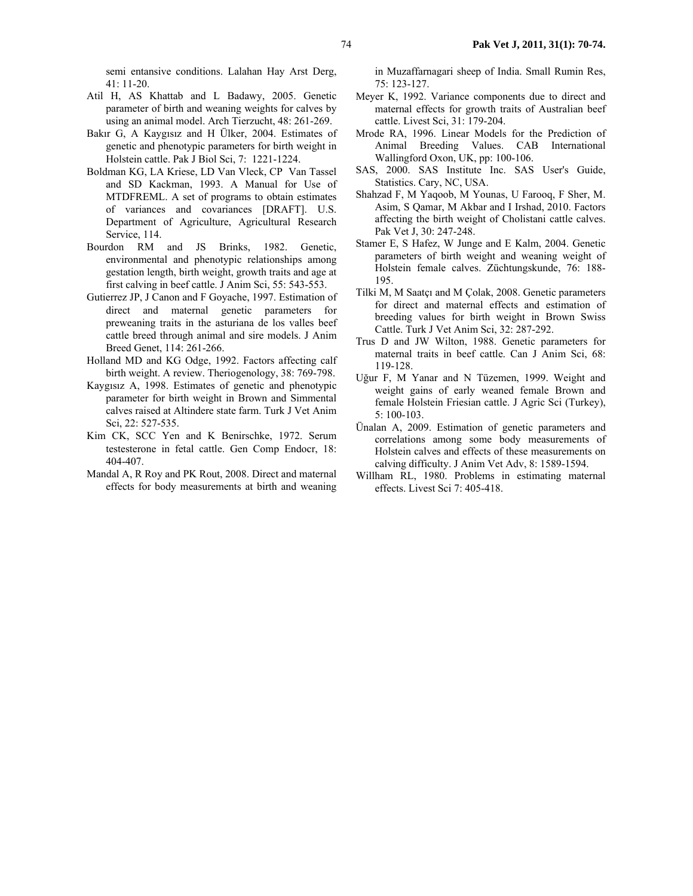semi entansive conditions. Lalahan Hay Arst Derg, 41: 11-20.

Atil H, AS Khattab and L Badawy, 2005. Genetic parameter of birth and weaning weights for calves by using an animal model. Arch Tierzucht, 48: 261-269.

Bakır G, A Kaygısız and H Ülker, 2004. Estimates of genetic and phenotypic parameters for birth weight in Holstein cattle. Pak J Biol Sci, 7: 1221-1224.

Boldman KG, LA Kriese, LD Van Vleck, CP Van Tassel and SD Kackman, 1993. A Manual for Use of MTDFREML. A set of programs to obtain estimates of variances and covariances [DRAFT]. U.S. Department of Agriculture, Agricultural Research Service, 114.

Bourdon RM and JS Brinks, 1982. Genetic, environmental and phenotypic relationships among gestation length, birth weight, growth traits and age at first calving in beef cattle. J Anim Sci, 55: 543-553.

Gutierrez JP, J Canon and F Goyache, 1997. Estimation of direct and maternal genetic parameters for preweaning traits in the asturiana de los valles beef cattle breed through animal and sire models. J Anim Breed Genet, 114: 261-266.

Holland MD and KG Odge, 1992. Factors affecting calf birth weight. A review. Theriogenology, 38: 769-798.

Kaygısız A, 1998. Estimates of genetic and phenotypic parameter for birth weight in Brown and Simmental calves raised at Altindere state farm. Turk J Vet Anim Sci, 22: 527-535.

Kim CK, SCC Yen and K Benirschke, 1972. Serum testesterone in fetal cattle. Gen Comp Endocr, 18: 404-407.

Mandal A, R Roy and PK Rout, 2008. Direct and maternal effects for body measurements at birth and weaning in Muzaffarnagari sheep of India. Small Rumin Res, 75: 123-127.

Meyer K, 1992. Variance components due to direct and maternal effects for growth traits of Australian beef cattle. Livest Sci, 31: 179-204.

Mrode RA, 1996. Linear Models for the Prediction of Animal Breeding Values. CAB International Wallingford Oxon, UK, pp: 100-106.

SAS, 2000. SAS Institute Inc. SAS User's Guide, Statistics. Cary, NC, USA.

Shahzad F, M Yaqoob, M Younas, U Farooq, F Sher, M. Asim, S Qamar, M Akbar and I Irshad, 2010. Factors affecting the birth weight of Cholistani cattle calves. Pak Vet J, 30: 247-248.

Stamer E, S Hafez, W Junge and E Kalm, 2004. Genetic parameters of birth weight and weaning weight of Holstein female calves. Züchtungskunde, 76: 188-195.

Tilki M, M Saatçı and M Çolak, 2008. Genetic parameters for direct and maternal effects and estimation of breeding values for birth weight in Brown Swiss Cattle. Turk J Vet Anim Sci, 32: 287-292.

Trus D and JW Wilton, 1988. Genetic parameters for maternal traits in beef cattle. Can J Anim Sci, 68: 119-128.

Uğur F, M Yanar and N Tüzemen, 1999. Weight and weight gains of early weaned female Brown and female Holstein Friesian cattle. J Agric Sci (Turkey), 5: 100-103.

Ünalan A, 2009. Estimation of genetic parameters and correlations among some body measurements of Holstein calves and effects of these measurements on calving difficulty. J Anim Vet Adv, 8: 1589-1594.

Willham RL, 1980. Problems in estimating maternal effects. Livest Sci 7: 405-418.